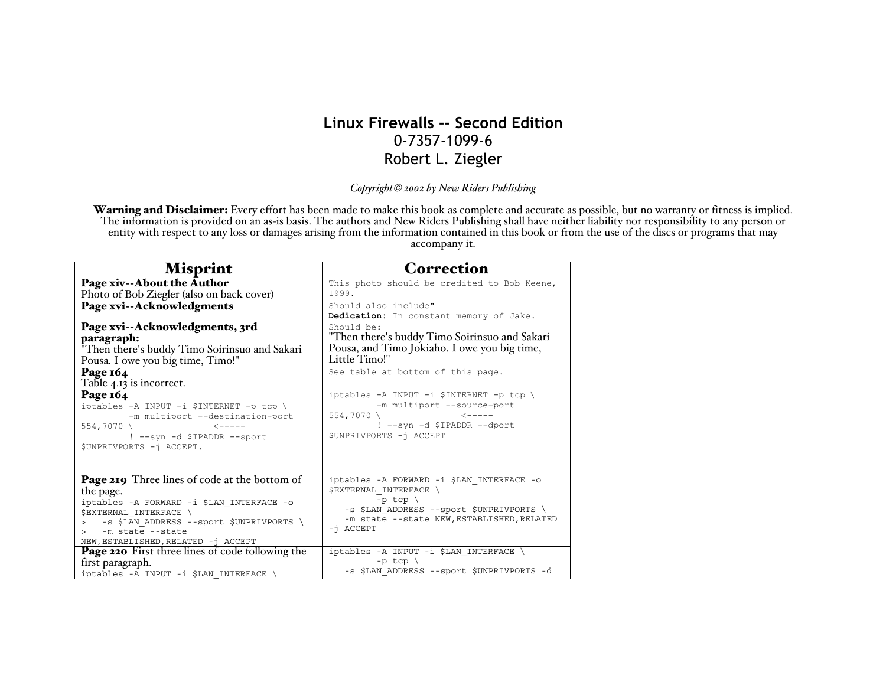# Linux Firewalls -- Second Edition

0-7357-1099-6

Robert L. Ziegler

*Copyright© 2002 by New Riders Publishing*

**Warning and Disclaimer:** Every effort has been made to make this book as complete and accurate as possible, but no warranty or fitness is implied. The information is provided on an as-is basis. The authors and New Riders Publishing shall have neither liability nor responsibility to any person or entity with respect to any loss or damages arising from the information contained in this book or from the use of the discs or programs that may accompany it.

| Misprint | Correction |
| --- | --- |
| **Page xiv--About the Author**<br>Photo of Bob Ziegler (also on back cover) | `This photo should be credited to Bob Keene, 1999.` |
| **Page xvi--Acknowledgments** | `Should also include"`<br>**`Dedication`**`: In constant memory of Jake.` |
| **Page xvi--Acknowledgments, 3rd paragraph:**<br>"Then there's buddy Timo Soirinsuo and Sakari Pousa. I owe you big time, Timo!" | `Should be:`<br>"Then there's buddy Timo Soirinsuo and Sakari Pousa, and Timo Jokiaho. I owe you big time, Little Timo!" |
| **Page 164**<br>Table 4.13 is incorrect. | `See table at bottom of this page.` |
| **Page 164**<br>`iptables -A INPUT -i $INTERNET -p tcp \`<br>`        -m multiport --destination-port 554,7070 \              <-----`<br>`        ! --syn -d $IPADDR --sport $UNPRIVPORTS -j ACCEPT.` | `iptables -A INPUT -i $INTERNET -p tcp \`<br>`        -m multiport --source-port 554,7070 \              <-----`<br>`        ! --syn -d $IPADDR --dport $UNPRIVPORTS -j ACCEPT` |
| **Page 219** Three lines of code at the bottom of the page.<br>`iptables -A FORWARD -i $LAN_INTERFACE -o $EXTERNAL_INTERFACE \`<br>`>   -s $LAN_ADDRESS --sport $UNPRIVPORTS \`<br>`>   -m state --state NEW,ESTABLISHED,RELATED -j ACCEPT` | `iptables -A FORWARD -i $LAN_INTERFACE -o $EXTERNAL_INTERFACE \`<br>`        -p tcp \`<br>`   -s $LAN_ADDRESS --sport $UNPRIVPORTS \`<br>`   -m state --state NEW,ESTABLISHED,RELATED -j ACCEPT` |
| **Page 220** First three lines of code following the first paragraph.<br>`iptables -A INPUT -i $LAN_INTERFACE \` | `iptables -A INPUT -i $LAN_INTERFACE \`<br>`        -p tcp \`<br>`   -s $LAN_ADDRESS --sport $UNPRIVPORTS -d` |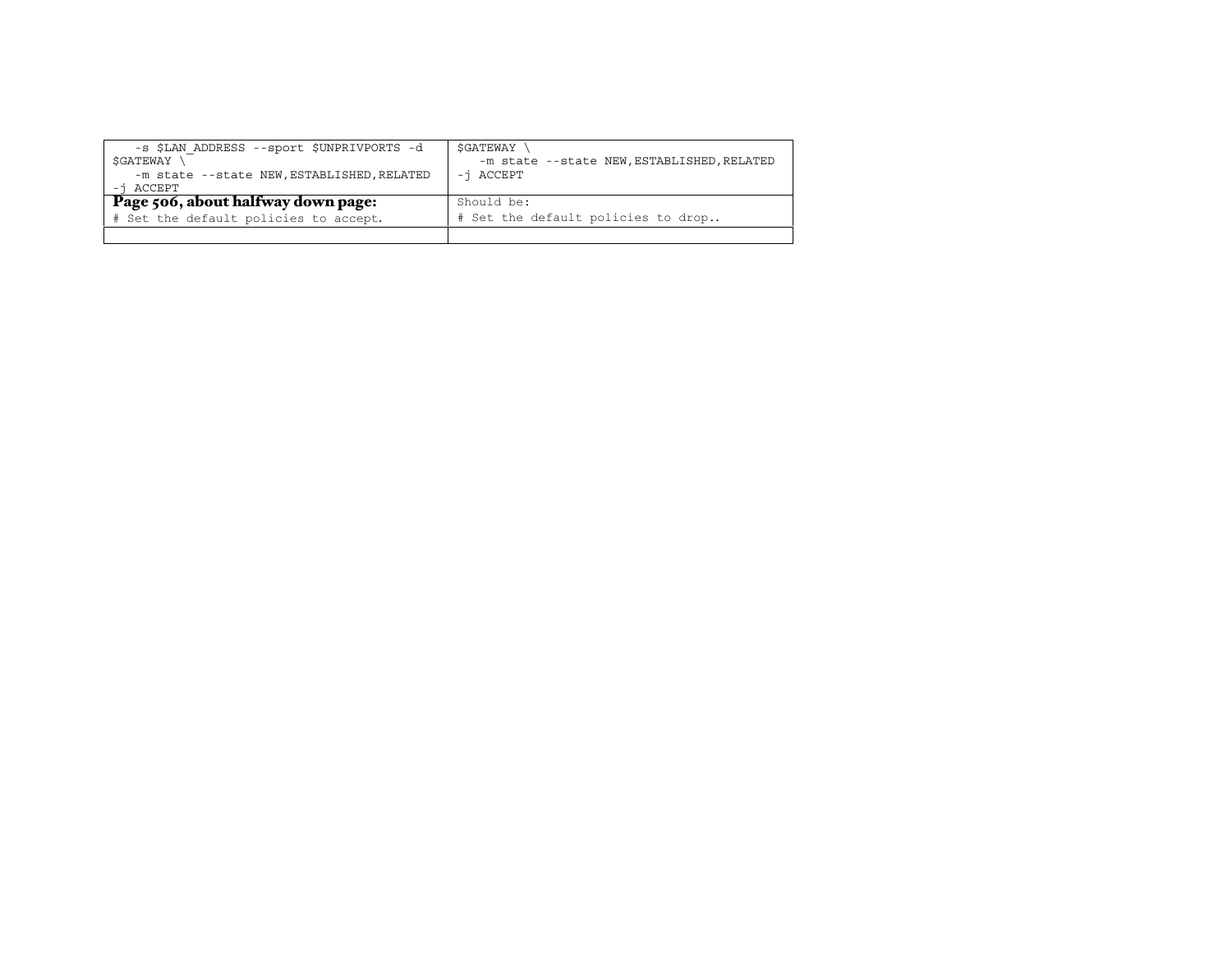|   |   |
|---|---|
| -s $LAN_ADDRESS --sport $UNPRIVPORTS -d $GATEWAY \ -m state --state NEW,ESTABLISHED,RELATED -j ACCEPT | $GATEWAY \ -m state --state NEW,ESTABLISHED,RELATED -j ACCEPT |
| **Page 506, about halfway down page:** # Set the default policies to accept. | Should be: # Set the default policies to drop.. |
|   |   |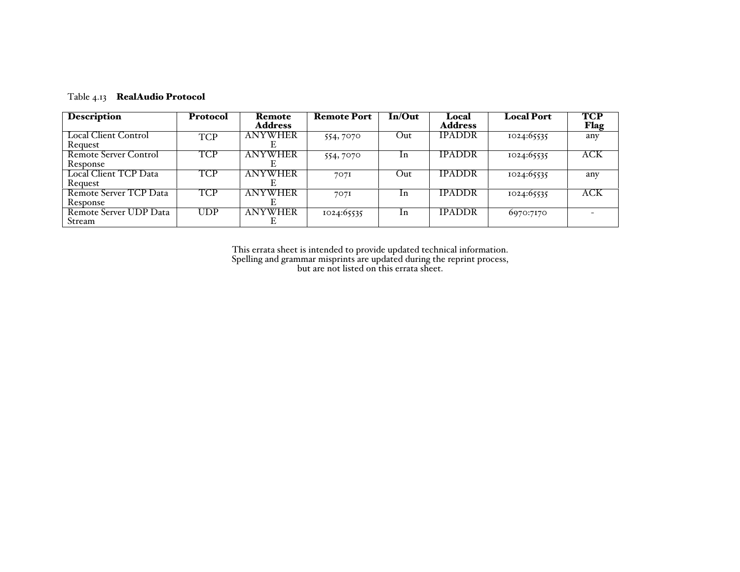Table 4.13 **RealAudio Protocol**

| Description | Protocol | Remote Address | Remote Port | In/Out | Local Address | Local Port | TCP Flag |
|---|---|---|---|---|---|---|---|
| Local Client Control Request | TCP | ANYWHERE | 554, 7070 | Out | IPADDR | 1024:65535 | any |
| Remote Server Control Response | TCP | ANYWHERE | 554, 7070 | In | IPADDR | 1024:65535 | ACK |
| Local Client TCP Data Request | TCP | ANYWHERE | 7071 | Out | IPADDR | 1024:65535 | any |
| Remote Server TCP Data Response | TCP | ANYWHERE | 7071 | In | IPADDR | 1024:65535 | ACK |
| Remote Server UDP Data Stream | UDP | ANYWHERE | 1024:65535 | In | IPADDR | 6970:7170 | - |

This errata sheet is intended to provide updated technical information.
Spelling and grammar misprints are updated during the reprint process,
but are not listed on this errata sheet.